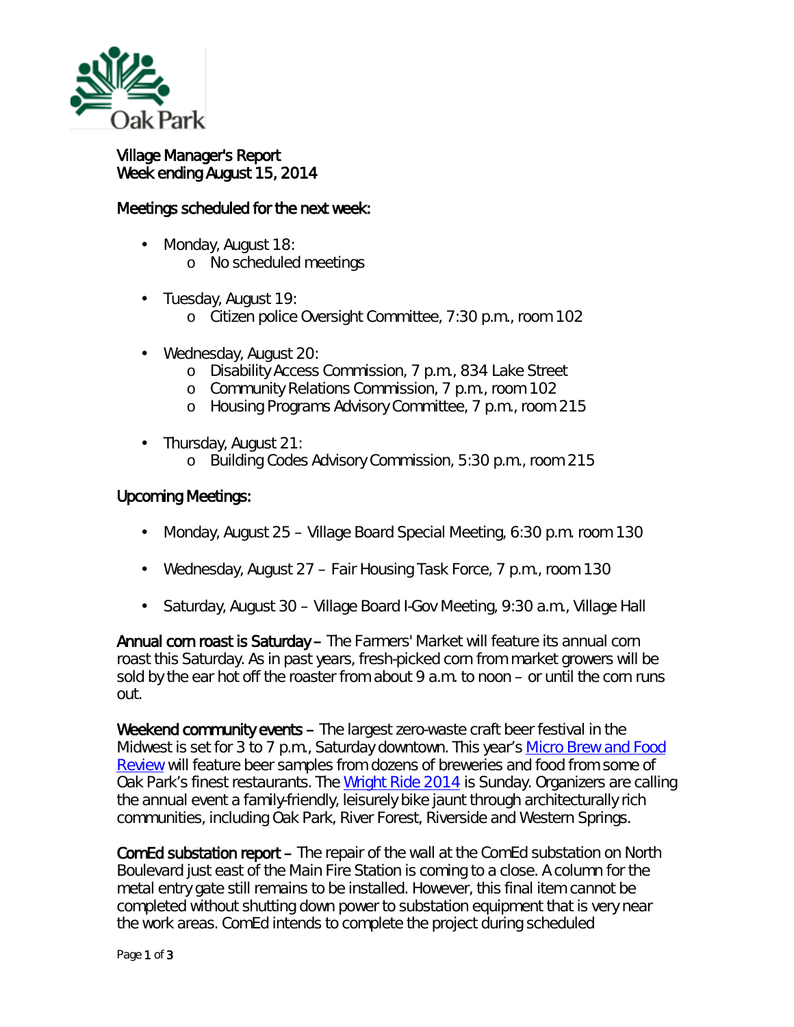# Village Manager's Report
Week ending August 15, 2014

## Meetings scheduled for the next week:

- Monday, August 18:
  - No scheduled meetings
- Tuesday, August 19:
  - Citizen police Oversight Committee, 7:30 p.m., room 102
- Wednesday, August 20:
  - Disability Access Commission, 7 p.m., 834 Lake Street
  - Community Relations Commission, 7 p.m., room 102
  - Housing Programs Advisory Committee, 7 p.m., room 215
- Thursday, August 21:
  - Building Codes Advisory Commission, 5:30 p.m., room 215

## Upcoming Meetings:

- Monday, August 25 – Village Board Special Meeting, 6:30 p.m. room 130
- Wednesday, August 27 – Fair Housing Task Force, 7 p.m., room 130
- Saturday, August 30 – Village Board I-Gov Meeting, 9:30 a.m., Village Hall

**Annual corn roast is Saturday** – The Farmers' Market will feature its annual corn roast this Saturday. As in past years, fresh-picked corn from market growers will be sold by the ear hot off the roaster from about 9 a.m. to noon – or until the corn runs out.

**Weekend community events** – The largest zero-waste craft beer festival in the Midwest is set for 3 to 7 p.m., Saturday downtown. This year's Micro Brew and Food Review will feature beer samples from dozens of breweries and food from some of Oak Park's finest restaurants. The Wright Ride 2014 is Sunday. Organizers are calling the annual event a family-friendly, leisurely bike jaunt through architecturally rich communities, including Oak Park, River Forest, Riverside and Western Springs.

**ComEd substation report** – The repair of the wall at the ComEd substation on North Boulevard just east of the Main Fire Station is coming to a close. A column for the metal entry gate still remains to be installed. However, this final item cannot be completed without shutting down power to substation equipment that is very near the work areas. ComEd intends to complete the project during scheduled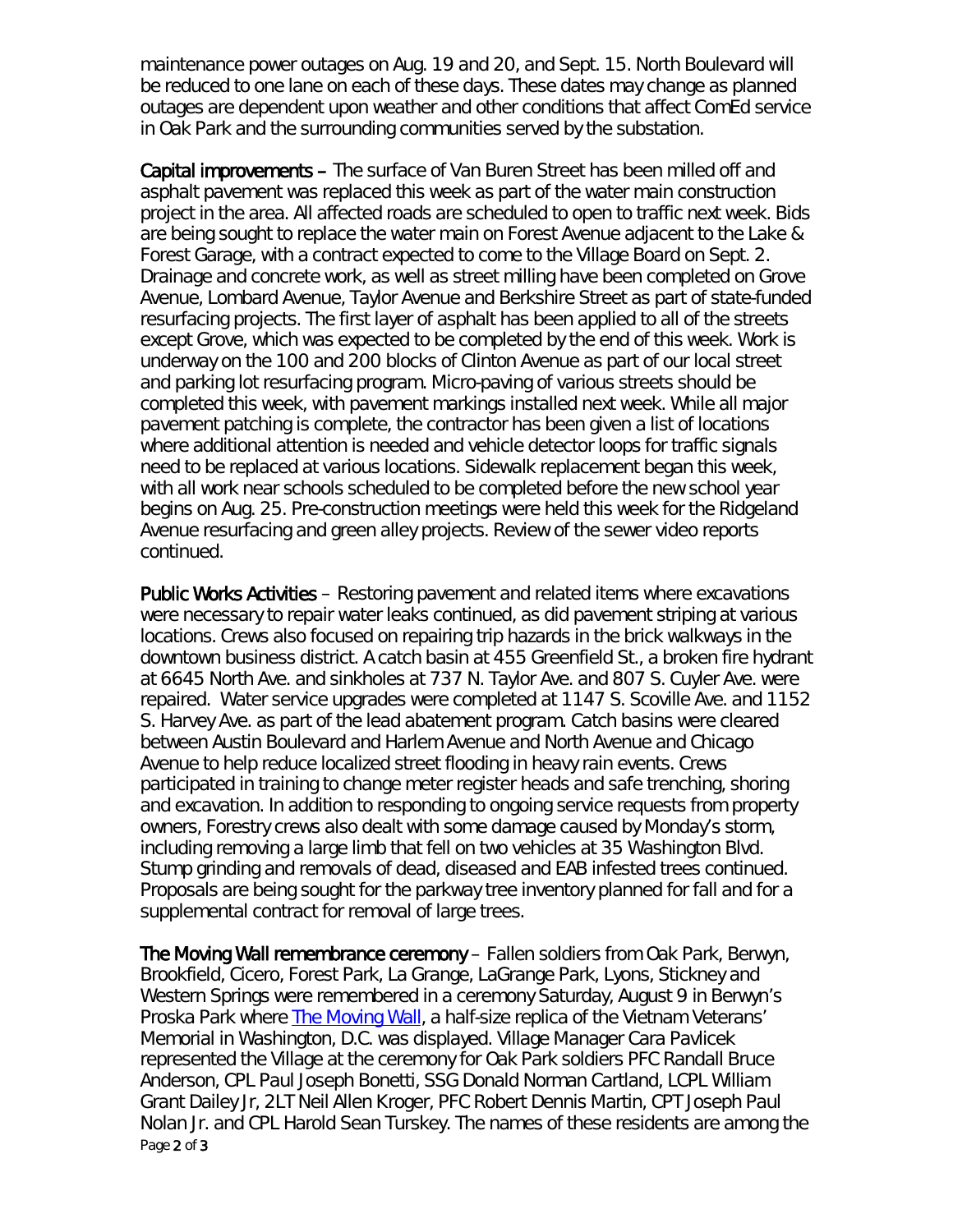maintenance power outages on Aug. 19 and 20, and Sept. 15. North Boulevard will be reduced to one lane on each of these days. These dates may change as planned outages are dependent upon weather and other conditions that affect ComEd service in Oak Park and the surrounding communities served by the substation.

**Capital improvements** – The surface of Van Buren Street has been milled off and asphalt pavement was replaced this week as part of the water main construction project in the area. All affected roads are scheduled to open to traffic next week. Bids are being sought to replace the water main on Forest Avenue adjacent to the Lake & Forest Garage, with a contract expected to come to the Village Board on Sept. 2. Drainage and concrete work, as well as street milling have been completed on Grove Avenue, Lombard Avenue, Taylor Avenue and Berkshire Street as part of state-funded resurfacing projects. The first layer of asphalt has been applied to all of the streets except Grove, which was expected to be completed by the end of this week. Work is underway on the 100 and 200 blocks of Clinton Avenue as part of our local street and parking lot resurfacing program. Micro-paving of various streets should be completed this week, with pavement markings installed next week. While all major pavement patching is complete, the contractor has been given a list of locations where additional attention is needed and vehicle detector loops for traffic signals need to be replaced at various locations. Sidewalk replacement began this week, with all work near schools scheduled to be completed before the new school year begins on Aug. 25. Pre-construction meetings were held this week for the Ridgeland Avenue resurfacing and green alley projects. Review of the sewer video reports continued.

**Public Works Activities** – Restoring pavement and related items where excavations were necessary to repair water leaks continued, as did pavement striping at various locations. Crews also focused on repairing trip hazards in the brick walkways in the downtown business district. A catch basin at 455 Greenfield St., a broken fire hydrant at 6645 North Ave. and sinkholes at 737 N. Taylor Ave. and 807 S. Cuyler Ave. were repaired. Water service upgrades were completed at 1147 S. Scoville Ave. and 1152 S. Harvey Ave. as part of the lead abatement program. Catch basins were cleared between Austin Boulevard and Harlem Avenue and North Avenue and Chicago Avenue to help reduce localized street flooding in heavy rain events. Crews participated in training to change meter register heads and safe trenching, shoring and excavation. In addition to responding to ongoing service requests from property owners, Forestry crews also dealt with some damage caused by Monday's storm, including removing a large limb that fell on two vehicles at 35 Washington Blvd. Stump grinding and removals of dead, diseased and EAB infested trees continued. Proposals are being sought for the parkway tree inventory planned for fall and for a supplemental contract for removal of large trees.

**The Moving Wall remembrance ceremony** – Fallen soldiers from Oak Park, Berwyn, Brookfield, Cicero, Forest Park, La Grange, LaGrange Park, Lyons, Stickney and Western Springs were remembered in a ceremony Saturday, August 9 in Berwyn's Proska Park where The Moving Wall, a half-size replica of the Vietnam Veterans' Memorial in Washington, D.C. was displayed. Village Manager Cara Pavlicek represented the Village at the ceremony for Oak Park soldiers PFC Randall Bruce Anderson, CPL Paul Joseph Bonetti, SSG Donald Norman Cartland, LCPL William Grant Dailey Jr, 2LT Neil Allen Kroger, PFC Robert Dennis Martin, CPT Joseph Paul Nolan Jr. and CPL Harold Sean Turskey. The names of these residents are among the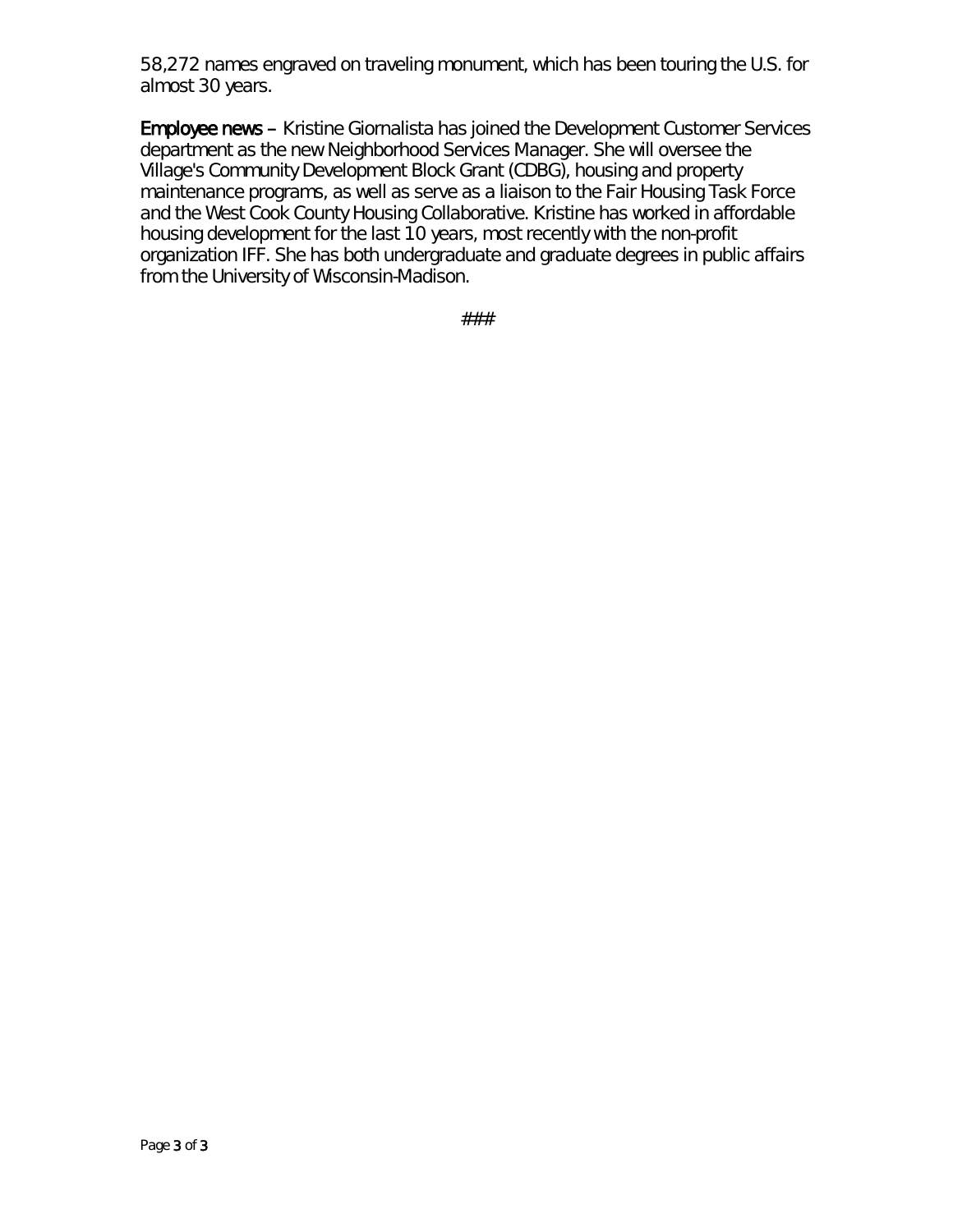58,272 names engraved on traveling monument, which has been touring the U.S. for almost 30 years.

**Employee news** – Kristine Giornalista has joined the Development Customer Services department as the new Neighborhood Services Manager. She will oversee the Village's Community Development Block Grant (CDBG), housing and property maintenance programs, as well as serve as a liaison to the Fair Housing Task Force and the West Cook County Housing Collaborative. Kristine has worked in affordable housing development for the last 10 years, most recently with the non-profit organization IFF. She has both undergraduate and graduate degrees in public affairs from the University of Wisconsin-Madison.

###